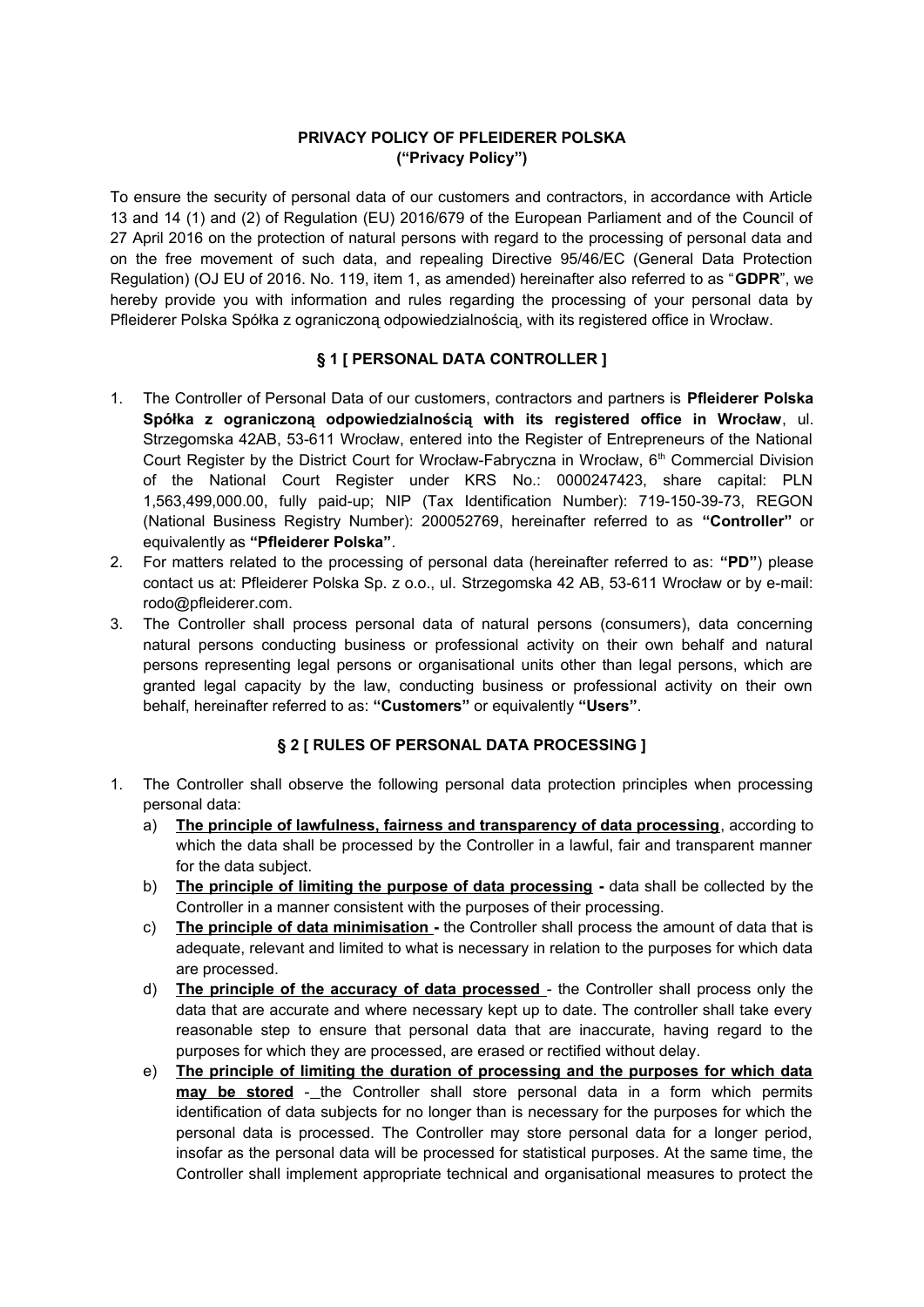**PRIVACY POLICY OF PFLEIDERER POLSKA**
**("Privacy Policy")**

To ensure the security of personal data of our customers and contractors, in accordance with Article 13 and 14 (1) and (2) of Regulation (EU) 2016/679 of the European Parliament and of the Council of 27 April 2016 on the protection of natural persons with regard to the processing of personal data and on the free movement of such data, and repealing Directive 95/46/EC (General Data Protection Regulation) (OJ EU of 2016. No. 119, item 1, as amended) hereinafter also referred to as "**GDPR**", we hereby provide you with information and rules regarding the processing of your personal data by Pfleiderer Polska Spółka z ograniczoną odpowiedzialnością, with its registered office in Wrocław.

## § 1 [ PERSONAL DATA CONTROLLER ]

1. The Controller of Personal Data of our customers, contractors and partners is **Pfleiderer Polska Spółka z ograniczoną odpowiedzialnością with its registered office in Wrocław**, ul. Strzegomska 42AB, 53-611 Wrocław, entered into the Register of Entrepreneurs of the National Court Register by the District Court for Wrocław-Fabryczna in Wrocław, 6th Commercial Division of the National Court Register under KRS No.: 0000247423, share capital: PLN 1,563,499,000.00, fully paid-up; NIP (Tax Identification Number): 719-150-39-73, REGON (National Business Registry Number): 200052769, hereinafter referred to as **"Controller"** or equivalently as **"Pfleiderer Polska"**.
2. For matters related to the processing of personal data (hereinafter referred to as: **"PD"**) please contact us at: Pfleiderer Polska Sp. z o.o., ul. Strzegomska 42 AB, 53-611 Wrocław or by e-mail: rodo@pfleiderer.com.
3. The Controller shall process personal data of natural persons (consumers), data concerning natural persons conducting business or professional activity on their own behalf and natural persons representing legal persons or organisational units other than legal persons, which are granted legal capacity by the law, conducting business or professional activity on their own behalf, hereinafter referred to as: **"Customers"** or equivalently **"Users"**.

## § 2 [ RULES OF PERSONAL DATA PROCESSING ]

1. The Controller shall observe the following personal data protection principles when processing personal data:
   a) **The principle of lawfulness, fairness and transparency of data processing**, according to which the data shall be processed by the Controller in a lawful, fair and transparent manner for the data subject.
   b) **The principle of limiting the purpose of data processing -** data shall be collected by the Controller in a manner consistent with the purposes of their processing.
   c) **The principle of data minimisation -** the Controller shall process the amount of data that is adequate, relevant and limited to what is necessary in relation to the purposes for which data are processed.
   d) **The principle of the accuracy of data processed** - the Controller shall process only the data that are accurate and where necessary kept up to date. The controller shall take every reasonable step to ensure that personal data that are inaccurate, having regard to the purposes for which they are processed, are erased or rectified without delay.
   e) **The principle of limiting the duration of processing and the purposes for which data may be stored** - the Controller shall store personal data in a form which permits identification of data subjects for no longer than is necessary for the purposes for which the personal data is processed. The Controller may store personal data for a longer period, insofar as the personal data will be processed for statistical purposes. At the same time, the Controller shall implement appropriate technical and organisational measures to protect the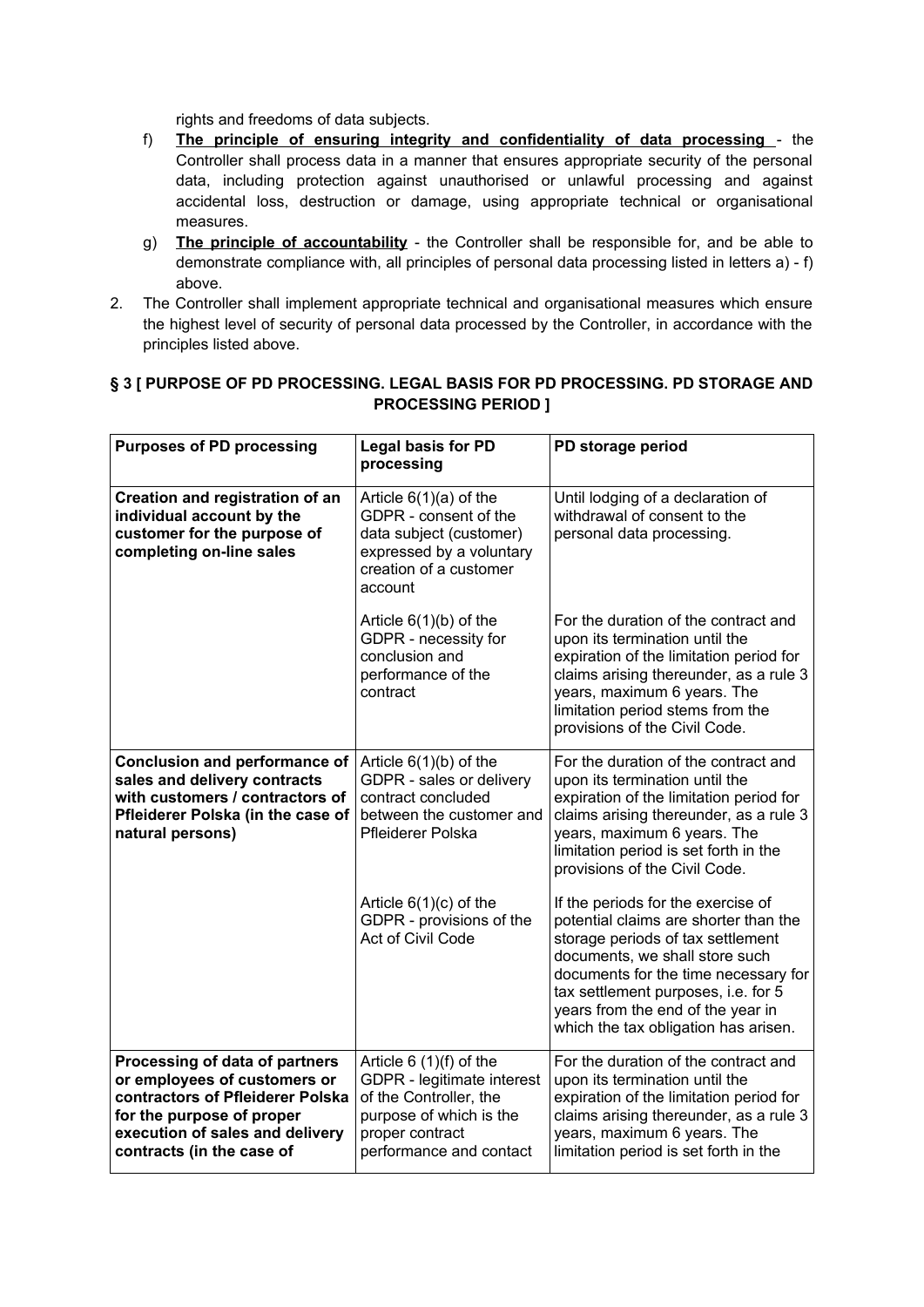rights and freedoms of data subjects.

f) **The principle of ensuring integrity and confidentiality of data processing** - the Controller shall process data in a manner that ensures appropriate security of the personal data, including protection against unauthorised or unlawful processing and against accidental loss, destruction or damage, using appropriate technical or organisational measures.

g) **The principle of accountability** - the Controller shall be responsible for, and be able to demonstrate compliance with, all principles of personal data processing listed in letters a) - f) above.

2. The Controller shall implement appropriate technical and organisational measures which ensure the highest level of security of personal data processed by the Controller, in accordance with the principles listed above.

## § 3 [ PURPOSE OF PD PROCESSING. LEGAL BASIS FOR PD PROCESSING. PD STORAGE AND PROCESSING PERIOD ]

| Purposes of PD processing | Legal basis for PD processing | PD storage period |
|---|---|---|
| **Creation and registration of an individual account by the customer for the purpose of completing on-line sales** | Article 6(1)(a) of the GDPR - consent of the data subject (customer) expressed by a voluntary creation of a customer account | Until lodging of a declaration of withdrawal of consent to the personal data processing. |
| | Article 6(1)(b) of the GDPR - necessity for conclusion and performance of the contract | For the duration of the contract and upon its termination until the expiration of the limitation period for claims arising thereunder, as a rule 3 years, maximum 6 years. The limitation period stems from the provisions of the Civil Code. |
| **Conclusion and performance of sales and delivery contracts with customers / contractors of Pfleiderer Polska (in the case of natural persons)** | Article 6(1)(b) of the GDPR - sales or delivery contract concluded between the customer and Pfleiderer Polska | For the duration of the contract and upon its termination until the expiration of the limitation period for claims arising thereunder, as a rule 3 years, maximum 6 years. The limitation period is set forth in the provisions of the Civil Code. |
| | Article 6(1)(c) of the GDPR - provisions of the Act of Civil Code | If the periods for the exercise of potential claims are shorter than the storage periods of tax settlement documents, we shall store such documents for the time necessary for tax settlement purposes, i.e. for 5 years from the end of the year in which the tax obligation has arisen. |
| **Processing of data of partners or employees of customers or contractors of Pfleiderer Polska for the purpose of proper execution of sales and delivery contracts (in the case of** | Article 6 (1)(f) of the GDPR - legitimate interest of the Controller, the purpose of which is the proper contract performance and contact | For the duration of the contract and upon its termination until the expiration of the limitation period for claims arising thereunder, as a rule 3 years, maximum 6 years. The limitation period is set forth in the |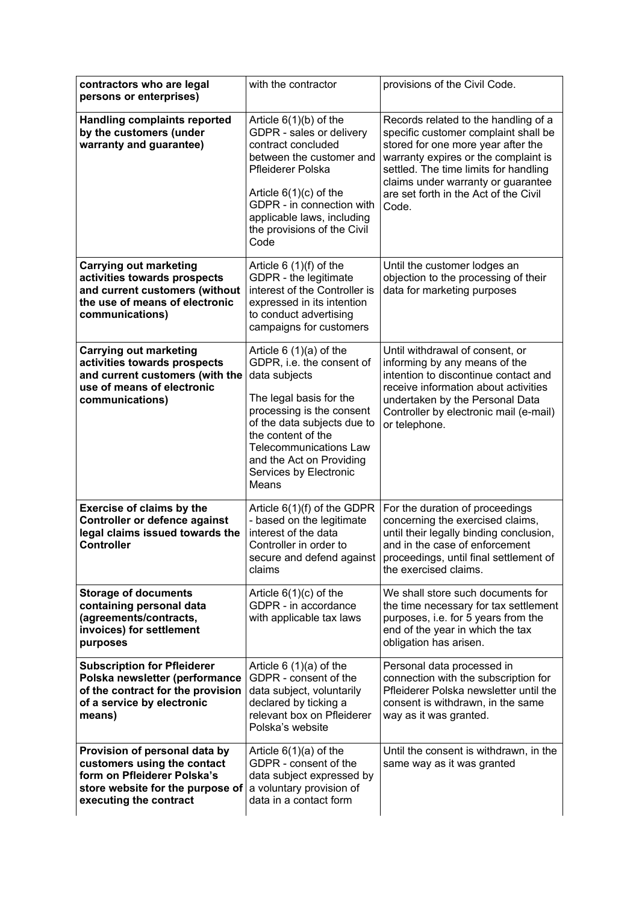| contractors who are legal persons or enterprises) | with the contractor | provisions of the Civil Code. |
|---|---|---|
| **Handling complaints reported by the customers (under warranty and guarantee)** | Article 6(1)(b) of the GDPR - sales or delivery contract concluded between the customer and Pfleiderer Polska<br><br>Article 6(1)(c) of the GDPR - in connection with applicable laws, including the provisions of the Civil Code | Records related to the handling of a specific customer complaint shall be stored for one more year after the warranty expires or the complaint is settled. The time limits for handling claims under warranty or guarantee are set forth in the Act of the Civil Code. |
| **Carrying out marketing activities towards prospects and current customers (without the use of means of electronic communications)** | Article 6 (1)(f) of the GDPR - the legitimate interest of the Controller is expressed in its intention to conduct advertising campaigns for customers | Until the customer lodges an objection to the processing of their data for marketing purposes |
| **Carrying out marketing activities towards prospects and current customers (with the use of means of electronic communications)** | Article 6 (1)(a) of the GDPR, i.e. the consent of data subjects<br><br>The legal basis for the processing is the consent of the data subjects due to the content of the Telecommunications Law and the Act on Providing Services by Electronic Means | Until withdrawal of consent, or informing by any means of the intention to discontinue contact and receive information about activities undertaken by the Personal Data Controller by electronic mail (e-mail) or telephone. |
| **Exercise of claims by the Controller or defence against legal claims issued towards the Controller** | Article 6(1)(f) of the GDPR - based on the legitimate interest of the data Controller in order to secure and defend against claims | For the duration of proceedings concerning the exercised claims, until their legally binding conclusion, and in the case of enforcement proceedings, until final settlement of the exercised claims. |
| **Storage of documents containing personal data (agreements/contracts, invoices) for settlement purposes** | Article 6(1)(c) of the GDPR - in accordance with applicable tax laws | We shall store such documents for the time necessary for tax settlement purposes, i.e. for 5 years from the end of the year in which the tax obligation has arisen. |
| **Subscription for Pfleiderer Polska newsletter (performance of the contract for the provision of a service by electronic means)** | Article 6 (1)(a) of the GDPR - consent of the data subject, voluntarily declared by ticking a relevant box on Pfleiderer Polska's website | Personal data processed in connection with the subscription for Pfleiderer Polska newsletter until the consent is withdrawn, in the same way as it was granted. |
| **Provision of personal data by customers using the contact form on Pfleiderer Polska's store website for the purpose of executing the contract** | Article 6(1)(a) of the GDPR - consent of the data subject expressed by a voluntary provision of data in a contact form | Until the consent is withdrawn, in the same way as it was granted |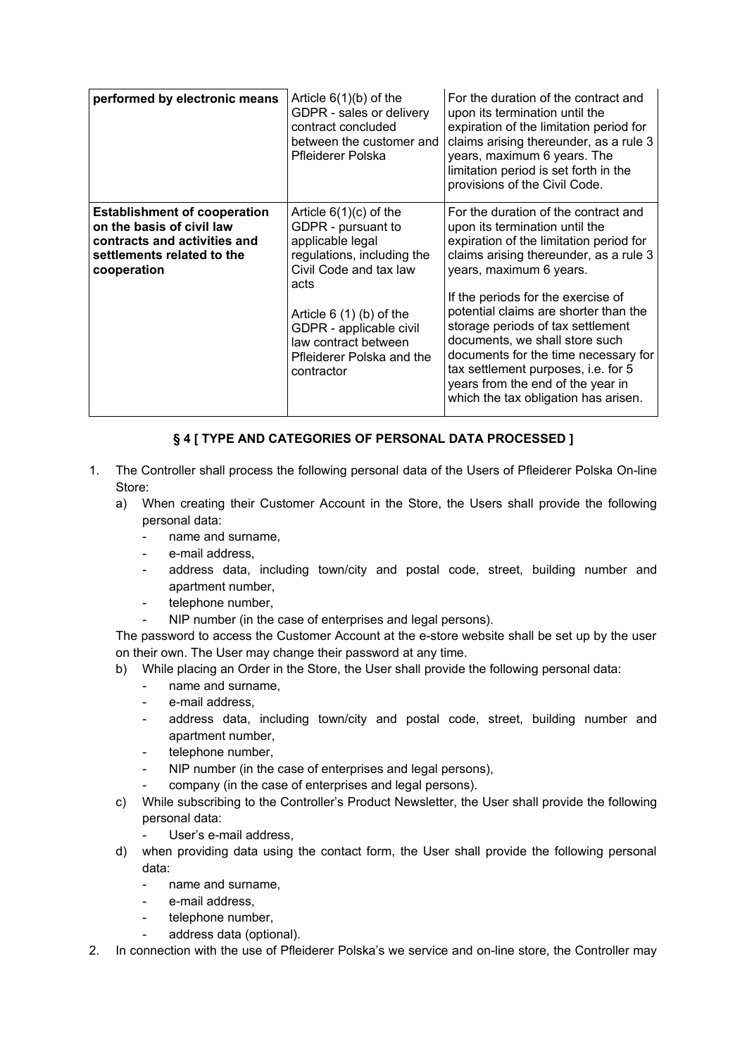| | | |
|---|---|---|
| **performed by electronic means** | Article 6(1)(b) of the GDPR - sales or delivery contract concluded between the customer and Pfleiderer Polska | For the duration of the contract and upon its termination until the expiration of the limitation period for claims arising thereunder, as a rule 3 years, maximum 6 years. The limitation period is set forth in the provisions of the Civil Code. |
| **Establishment of cooperation on the basis of civil law contracts and activities and settlements related to the cooperation** | Article 6(1)(c) of the GDPR - pursuant to applicable legal regulations, including the Civil Code and tax law acts<br><br>Article 6 (1) (b) of the GDPR - applicable civil law contract between Pfleiderer Polska and the contractor | For the duration of the contract and upon its termination until the expiration of the limitation period for claims arising thereunder, as a rule 3 years, maximum 6 years.<br><br>If the periods for the exercise of potential claims are shorter than the storage periods of tax settlement documents, we shall store such documents for the time necessary for tax settlement purposes, i.e. for 5 years from the end of the year in which the tax obligation has arisen. |

## § 4 [ TYPE AND CATEGORIES OF PERSONAL DATA PROCESSED ]

1. The Controller shall process the following personal data of the Users of Pfleiderer Polska On-line Store:
   a) When creating their Customer Account in the Store, the Users shall provide the following personal data:
      - name and surname,
      - e-mail address,
      - address data, including town/city and postal code, street, building number and apartment number,
      - telephone number,
      - NIP number (in the case of enterprises and legal persons).

   The password to access the Customer Account at the e-store website shall be set up by the user on their own. The User may change their password at any time.
   b) While placing an Order in the Store, the User shall provide the following personal data:
      - name and surname,
      - e-mail address,
      - address data, including town/city and postal code, street, building number and apartment number,
      - telephone number,
      - NIP number (in the case of enterprises and legal persons),
      - company (in the case of enterprises and legal persons).
   c) While subscribing to the Controller's Product Newsletter, the User shall provide the following personal data:
      - User's e-mail address,
   d) when providing data using the contact form, the User shall provide the following personal data:
      - name and surname,
      - e-mail address,
      - telephone number,
      - address data (optional).
2. In connection with the use of Pfleiderer Polska's we service and on-line store, the Controller may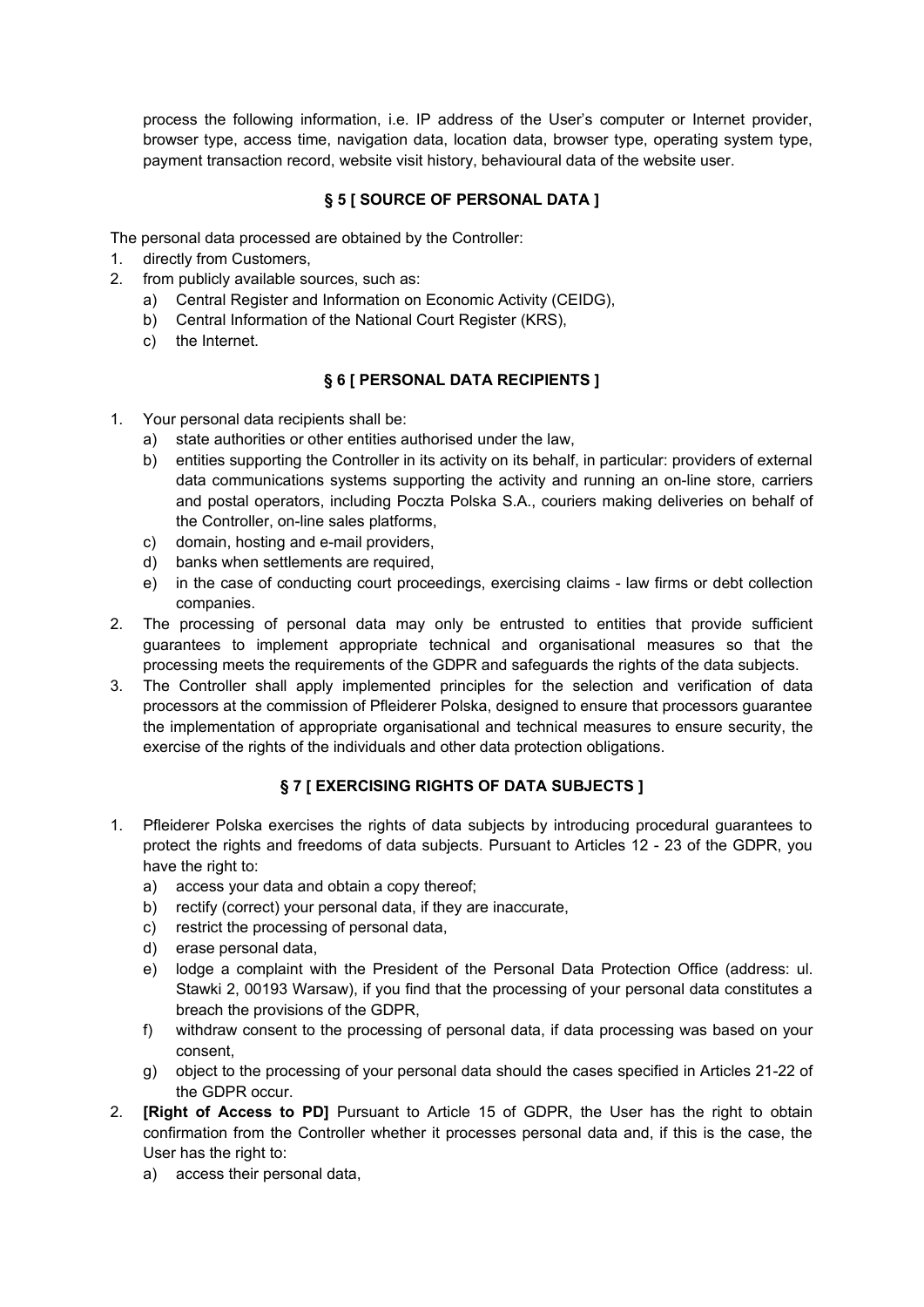process the following information, i.e. IP address of the User's computer or Internet provider, browser type, access time, navigation data, location data, browser type, operating system type, payment transaction record, website visit history, behavioural data of the website user.

## § 5 [ SOURCE OF PERSONAL DATA ]

The personal data processed are obtained by the Controller:

1. directly from Customers,
2. from publicly available sources, such as:
   a) Central Register and Information on Economic Activity (CEIDG),
   b) Central Information of the National Court Register (KRS),
   c) the Internet.

## § 6 [ PERSONAL DATA RECIPIENTS ]

1. Your personal data recipients shall be:
   a) state authorities or other entities authorised under the law,
   b) entities supporting the Controller in its activity on its behalf, in particular: providers of external data communications systems supporting the activity and running an on-line store, carriers and postal operators, including Poczta Polska S.A., couriers making deliveries on behalf of the Controller, on-line sales platforms,
   c) domain, hosting and e-mail providers,
   d) banks when settlements are required,
   e) in the case of conducting court proceedings, exercising claims - law firms or debt collection companies.
2. The processing of personal data may only be entrusted to entities that provide sufficient guarantees to implement appropriate technical and organisational measures so that the processing meets the requirements of the GDPR and safeguards the rights of the data subjects.
3. The Controller shall apply implemented principles for the selection and verification of data processors at the commission of Pfleiderer Polska, designed to ensure that processors guarantee the implementation of appropriate organisational and technical measures to ensure security, the exercise of the rights of the individuals and other data protection obligations.

## § 7 [ EXERCISING RIGHTS OF DATA SUBJECTS ]

1. Pfleiderer Polska exercises the rights of data subjects by introducing procedural guarantees to protect the rights and freedoms of data subjects. Pursuant to Articles 12 - 23 of the GDPR, you have the right to:
   a) access your data and obtain a copy thereof;
   b) rectify (correct) your personal data, if they are inaccurate,
   c) restrict the processing of personal data,
   d) erase personal data,
   e) lodge a complaint with the President of the Personal Data Protection Office (address: ul. Stawki 2, 00193 Warsaw), if you find that the processing of your personal data constitutes a breach the provisions of the GDPR,
   f) withdraw consent to the processing of personal data, if data processing was based on your consent,
   g) object to the processing of your personal data should the cases specified in Articles 21-22 of the GDPR occur.
2. **[Right of Access to PD]** Pursuant to Article 15 of GDPR, the User has the right to obtain confirmation from the Controller whether it processes personal data and, if this is the case, the User has the right to:
   a) access their personal data,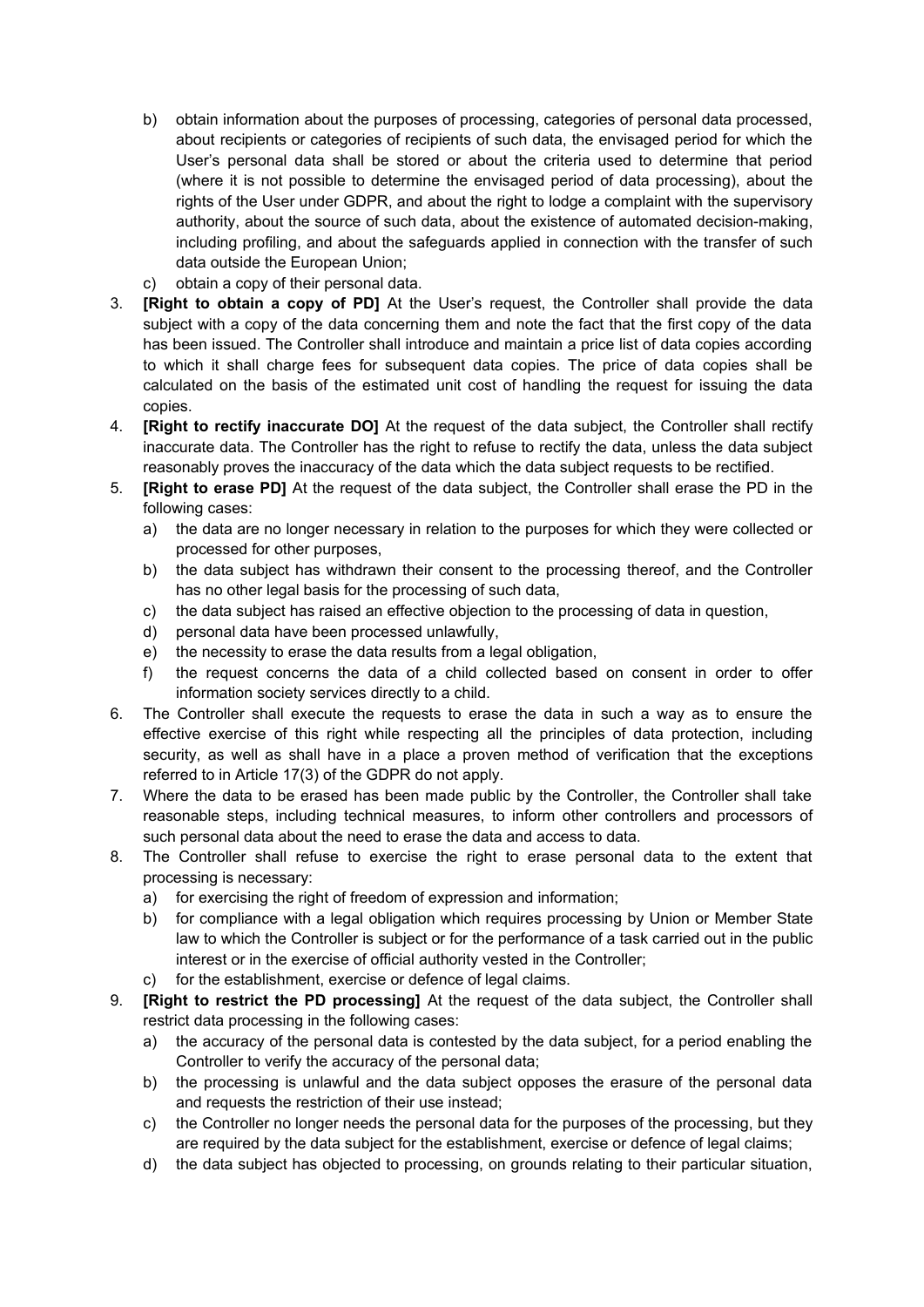b) obtain information about the purposes of processing, categories of personal data processed, about recipients or categories of recipients of such data, the envisaged period for which the User's personal data shall be stored or about the criteria used to determine that period (where it is not possible to determine the envisaged period of data processing), about the rights of the User under GDPR, and about the right to lodge a complaint with the supervisory authority, about the source of such data, about the existence of automated decision-making, including profiling, and about the safeguards applied in connection with the transfer of such data outside the European Union;
   c) obtain a copy of their personal data.
3. **[Right to obtain a copy of PD]** At the User's request, the Controller shall provide the data subject with a copy of the data concerning them and note the fact that the first copy of the data has been issued. The Controller shall introduce and maintain a price list of data copies according to which it shall charge fees for subsequent data copies. The price of data copies shall be calculated on the basis of the estimated unit cost of handling the request for issuing the data copies.
4. **[Right to rectify inaccurate DO]** At the request of the data subject, the Controller shall rectify inaccurate data. The Controller has the right to refuse to rectify the data, unless the data subject reasonably proves the inaccuracy of the data which the data subject requests to be rectified.
5. **[Right to erase PD]** At the request of the data subject, the Controller shall erase the PD in the following cases:
   a) the data are no longer necessary in relation to the purposes for which they were collected or processed for other purposes,
   b) the data subject has withdrawn their consent to the processing thereof, and the Controller has no other legal basis for the processing of such data,
   c) the data subject has raised an effective objection to the processing of data in question,
   d) personal data have been processed unlawfully,
   e) the necessity to erase the data results from a legal obligation,
   f) the request concerns the data of a child collected based on consent in order to offer information society services directly to a child.
6. The Controller shall execute the requests to erase the data in such a way as to ensure the effective exercise of this right while respecting all the principles of data protection, including security, as well as shall have in a place a proven method of verification that the exceptions referred to in Article 17(3) of the GDPR do not apply.
7. Where the data to be erased has been made public by the Controller, the Controller shall take reasonable steps, including technical measures, to inform other controllers and processors of such personal data about the need to erase the data and access to data.
8. The Controller shall refuse to exercise the right to erase personal data to the extent that processing is necessary:
   a) for exercising the right of freedom of expression and information;
   b) for compliance with a legal obligation which requires processing by Union or Member State law to which the Controller is subject or for the performance of a task carried out in the public interest or in the exercise of official authority vested in the Controller;
   c) for the establishment, exercise or defence of legal claims.
9. **[Right to restrict the PD processing]** At the request of the data subject, the Controller shall restrict data processing in the following cases:
   a) the accuracy of the personal data is contested by the data subject, for a period enabling the Controller to verify the accuracy of the personal data;
   b) the processing is unlawful and the data subject opposes the erasure of the personal data and requests the restriction of their use instead;
   c) the Controller no longer needs the personal data for the purposes of the processing, but they are required by the data subject for the establishment, exercise or defence of legal claims;
   d) the data subject has objected to processing, on grounds relating to their particular situation,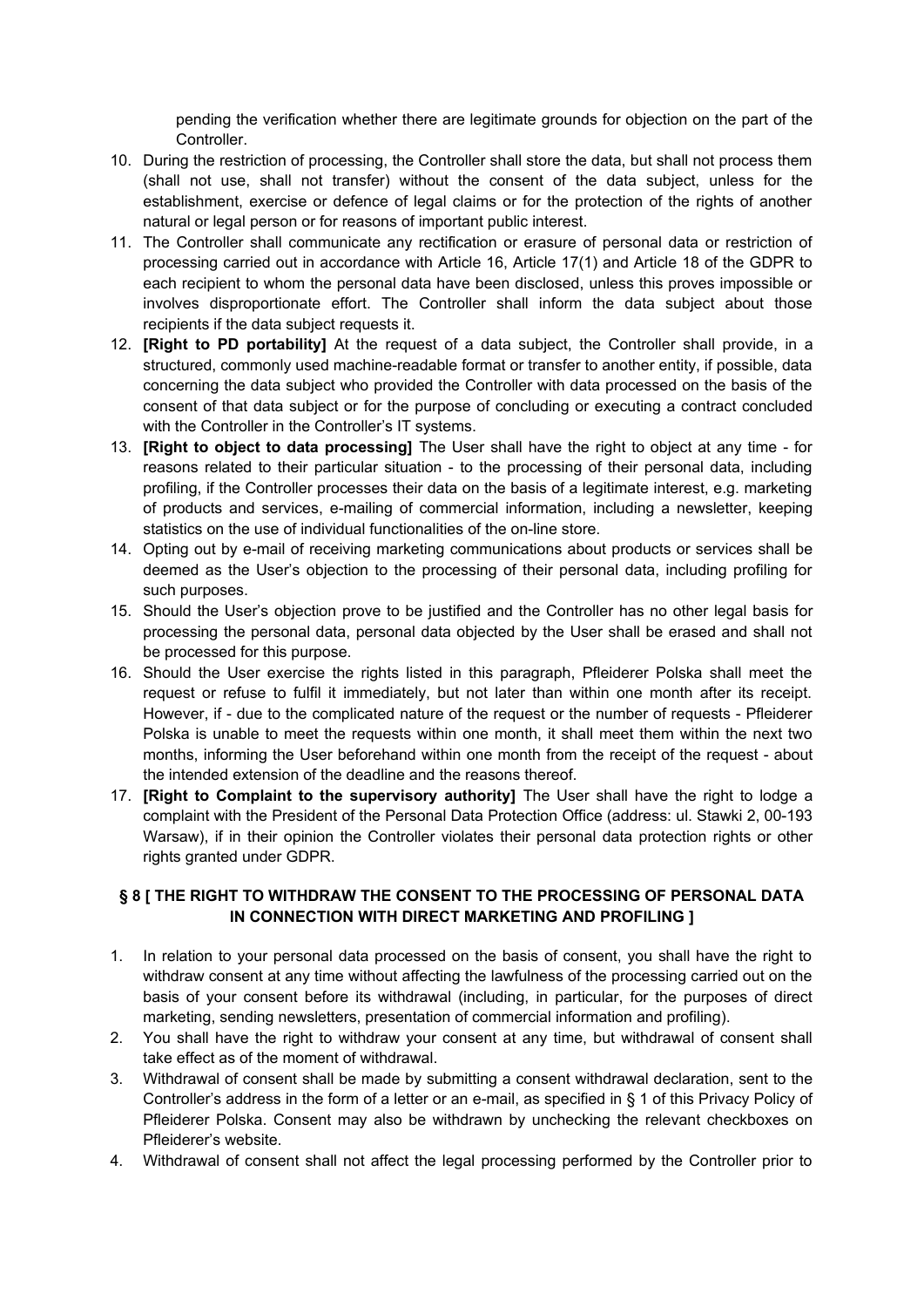pending the verification whether there are legitimate grounds for objection on the part of the Controller.

10. During the restriction of processing, the Controller shall store the data, but shall not process them (shall not use, shall not transfer) without the consent of the data subject, unless for the establishment, exercise or defence of legal claims or for the protection of the rights of another natural or legal person or for reasons of important public interest.
11. The Controller shall communicate any rectification or erasure of personal data or restriction of processing carried out in accordance with Article 16, Article 17(1) and Article 18 of the GDPR to each recipient to whom the personal data have been disclosed, unless this proves impossible or involves disproportionate effort. The Controller shall inform the data subject about those recipients if the data subject requests it.
12. **[Right to PD portability]** At the request of a data subject, the Controller shall provide, in a structured, commonly used machine-readable format or transfer to another entity, if possible, data concerning the data subject who provided the Controller with data processed on the basis of the consent of that data subject or for the purpose of concluding or executing a contract concluded with the Controller in the Controller's IT systems.
13. **[Right to object to data processing]** The User shall have the right to object at any time - for reasons related to their particular situation - to the processing of their personal data, including profiling, if the Controller processes their data on the basis of a legitimate interest, e.g. marketing of products and services, e-mailing of commercial information, including a newsletter, keeping statistics on the use of individual functionalities of the on-line store.
14. Opting out by e-mail of receiving marketing communications about products or services shall be deemed as the User's objection to the processing of their personal data, including profiling for such purposes.
15. Should the User's objection prove to be justified and the Controller has no other legal basis for processing the personal data, personal data objected by the User shall be erased and shall not be processed for this purpose.
16. Should the User exercise the rights listed in this paragraph, Pfleiderer Polska shall meet the request or refuse to fulfil it immediately, but not later than within one month after its receipt. However, if - due to the complicated nature of the request or the number of requests - Pfleiderer Polska is unable to meet the requests within one month, it shall meet them within the next two months, informing the User beforehand within one month from the receipt of the request - about the intended extension of the deadline and the reasons thereof.
17. **[Right to Complaint to the supervisory authority]** The User shall have the right to lodge a complaint with the President of the Personal Data Protection Office (address: ul. Stawki 2, 00-193 Warsaw), if in their opinion the Controller violates their personal data protection rights or other rights granted under GDPR.

## § 8 [ THE RIGHT TO WITHDRAW THE CONSENT TO THE PROCESSING OF PERSONAL DATA IN CONNECTION WITH DIRECT MARKETING AND PROFILING ]

1. In relation to your personal data processed on the basis of consent, you shall have the right to withdraw consent at any time without affecting the lawfulness of the processing carried out on the basis of your consent before its withdrawal (including, in particular, for the purposes of direct marketing, sending newsletters, presentation of commercial information and profiling).
2. You shall have the right to withdraw your consent at any time, but withdrawal of consent shall take effect as of the moment of withdrawal.
3. Withdrawal of consent shall be made by submitting a consent withdrawal declaration, sent to the Controller's address in the form of a letter or an e-mail, as specified in § 1 of this Privacy Policy of Pfleiderer Polska. Consent may also be withdrawn by unchecking the relevant checkboxes on Pfleiderer's website.
4. Withdrawal of consent shall not affect the legal processing performed by the Controller prior to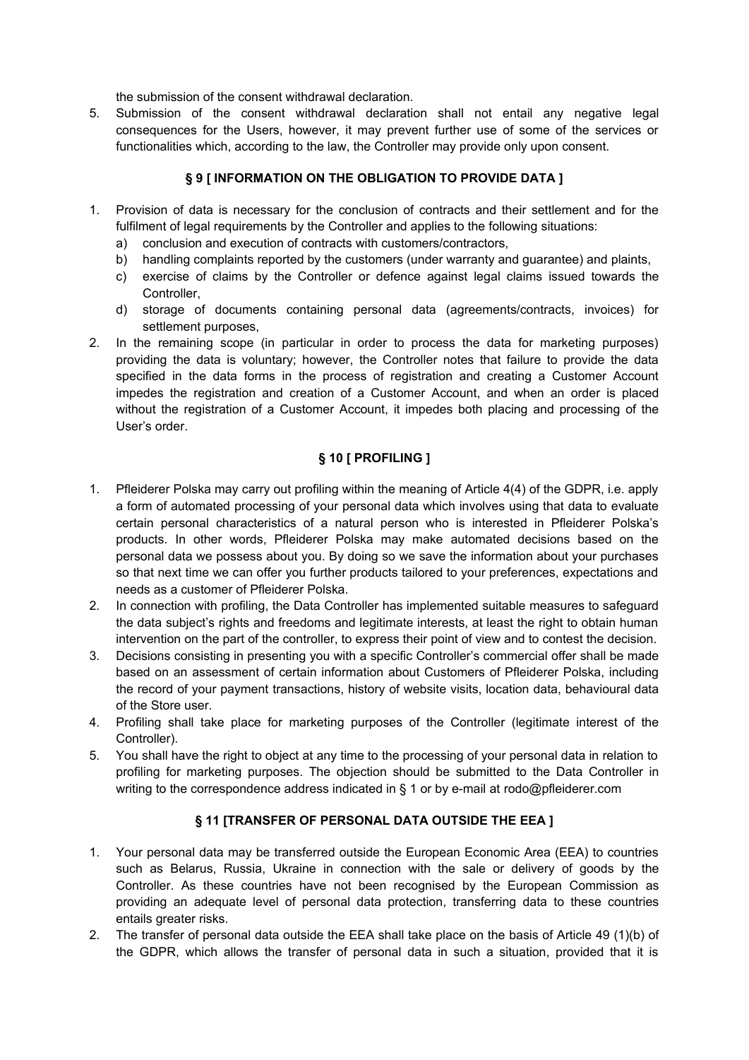the submission of the consent withdrawal declaration.

5. Submission of the consent withdrawal declaration shall not entail any negative legal consequences for the Users, however, it may prevent further use of some of the services or functionalities which, according to the law, the Controller may provide only upon consent.

## § 9 [ INFORMATION ON THE OBLIGATION TO PROVIDE DATA ]

1. Provision of data is necessary for the conclusion of contracts and their settlement and for the fulfilment of legal requirements by the Controller and applies to the following situations:
   a) conclusion and execution of contracts with customers/contractors,
   b) handling complaints reported by the customers (under warranty and guarantee) and plaints,
   c) exercise of claims by the Controller or defence against legal claims issued towards the Controller,
   d) storage of documents containing personal data (agreements/contracts, invoices) for settlement purposes,
2. In the remaining scope (in particular in order to process the data for marketing purposes) providing the data is voluntary; however, the Controller notes that failure to provide the data specified in the data forms in the process of registration and creating a Customer Account impedes the registration and creation of a Customer Account, and when an order is placed without the registration of a Customer Account, it impedes both placing and processing of the User's order.

## § 10 [ PROFILING ]

1. Pfleiderer Polska may carry out profiling within the meaning of Article 4(4) of the GDPR, i.e. apply a form of automated processing of your personal data which involves using that data to evaluate certain personal characteristics of a natural person who is interested in Pfleiderer Polska's products. In other words, Pfleiderer Polska may make automated decisions based on the personal data we possess about you. By doing so we save the information about your purchases so that next time we can offer you further products tailored to your preferences, expectations and needs as a customer of Pfleiderer Polska.
2. In connection with profiling, the Data Controller has implemented suitable measures to safeguard the data subject's rights and freedoms and legitimate interests, at least the right to obtain human intervention on the part of the controller, to express their point of view and to contest the decision.
3. Decisions consisting in presenting you with a specific Controller's commercial offer shall be made based on an assessment of certain information about Customers of Pfleiderer Polska, including the record of your payment transactions, history of website visits, location data, behavioural data of the Store user.
4. Profiling shall take place for marketing purposes of the Controller (legitimate interest of the Controller).
5. You shall have the right to object at any time to the processing of your personal data in relation to profiling for marketing purposes. The objection should be submitted to the Data Controller in writing to the correspondence address indicated in § 1 or by e-mail at rodo@pfleiderer.com

## § 11 [TRANSFER OF PERSONAL DATA OUTSIDE THE EEA ]

1. Your personal data may be transferred outside the European Economic Area (EEA) to countries such as Belarus, Russia, Ukraine in connection with the sale or delivery of goods by the Controller. As these countries have not been recognised by the European Commission as providing an adequate level of personal data protection, transferring data to these countries entails greater risks.
2. The transfer of personal data outside the EEA shall take place on the basis of Article 49 (1)(b) of the GDPR, which allows the transfer of personal data in such a situation, provided that it is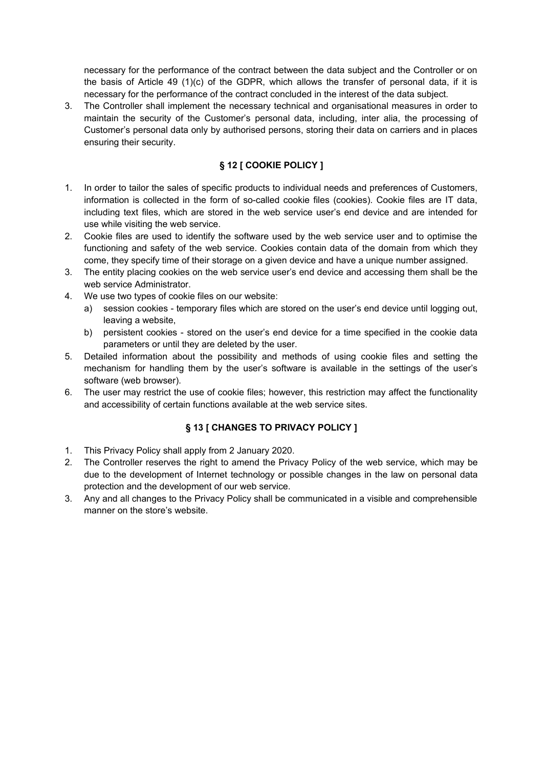necessary for the performance of the contract between the data subject and the Controller or on the basis of Article 49 (1)(c) of the GDPR, which allows the transfer of personal data, if it is necessary for the performance of the contract concluded in the interest of the data subject.

3. The Controller shall implement the necessary technical and organisational measures in order to maintain the security of the Customer's personal data, including, inter alia, the processing of Customer's personal data only by authorised persons, storing their data on carriers and in places ensuring their security.

## § 12 [ COOKIE POLICY ]

1. In order to tailor the sales of specific products to individual needs and preferences of Customers, information is collected in the form of so-called cookie files (cookies). Cookie files are IT data, including text files, which are stored in the web service user's end device and are intended for use while visiting the web service.
2. Cookie files are used to identify the software used by the web service user and to optimise the functioning and safety of the web service. Cookies contain data of the domain from which they come, they specify time of their storage on a given device and have a unique number assigned.
3. The entity placing cookies on the web service user's end device and accessing them shall be the web service Administrator.
4. We use two types of cookie files on our website:
   a) session cookies - temporary files which are stored on the user's end device until logging out, leaving a website,
   b) persistent cookies - stored on the user's end device for a time specified in the cookie data parameters or until they are deleted by the user.
5. Detailed information about the possibility and methods of using cookie files and setting the mechanism for handling them by the user's software is available in the settings of the user's software (web browser).
6. The user may restrict the use of cookie files; however, this restriction may affect the functionality and accessibility of certain functions available at the web service sites.

## § 13 [ CHANGES TO PRIVACY POLICY ]

1. This Privacy Policy shall apply from 2 January 2020.
2. The Controller reserves the right to amend the Privacy Policy of the web service, which may be due to the development of Internet technology or possible changes in the law on personal data protection and the development of our web service.
3. Any and all changes to the Privacy Policy shall be communicated in a visible and comprehensible manner on the store's website.